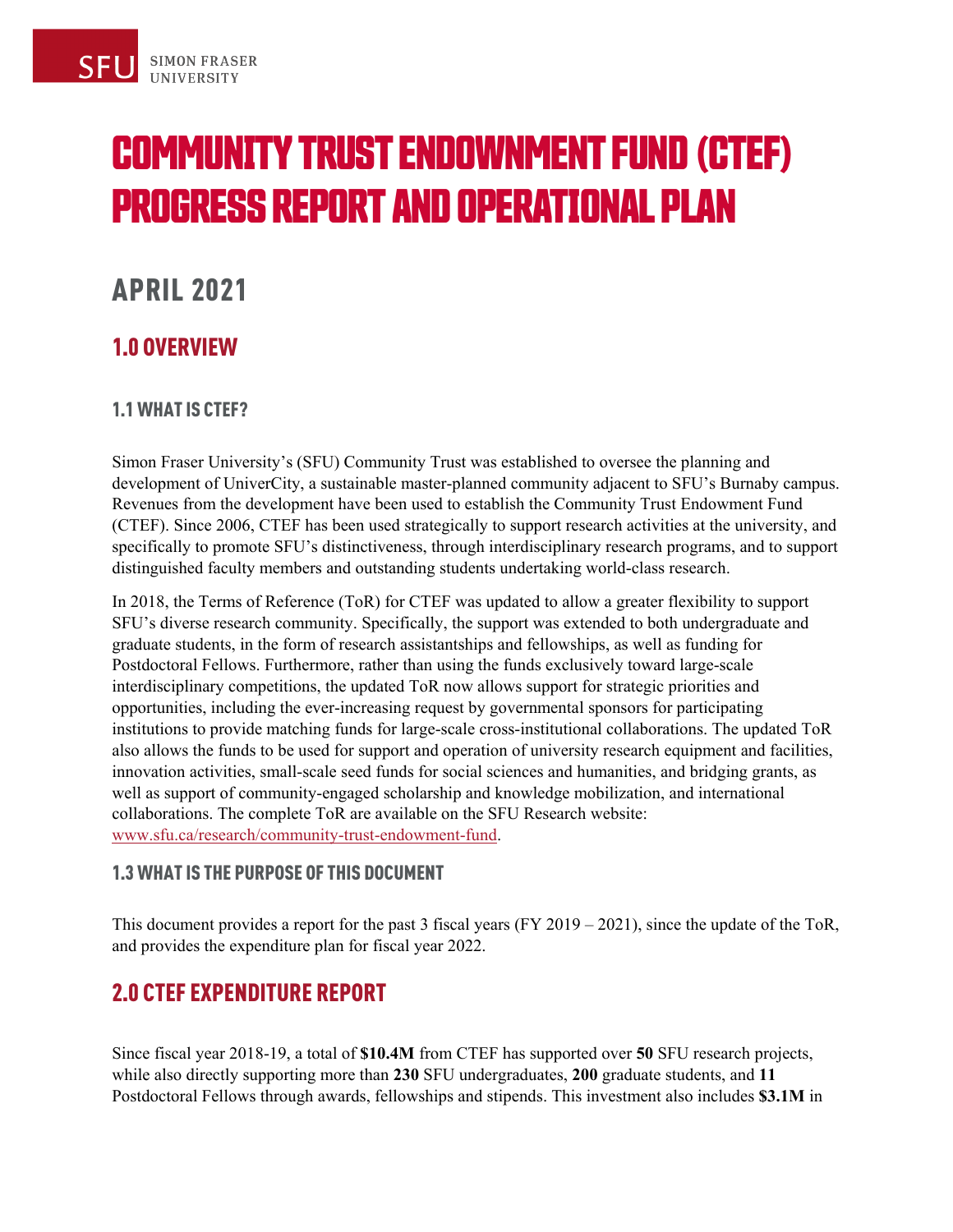# COMMUNITY TRUST ENDOWNMENT FUND (CTEF) PROGRESS REPORT AND OPERATIONAL PLAN

## APRIL 2021

## 1.0 OVERVIEW

### 1.1 WHAT IS CTEF?

Simon Fraser University's (SFU) Community Trust was established to oversee the planning and development of UniverCity, a sustainable master-planned community adjacent to SFU's Burnaby campus. Revenues from the development have been used to establish the Community Trust Endowment Fund (CTEF). Since 2006, CTEF has been used strategically to support research activities at the university, and specifically to promote SFU's distinctiveness, through interdisciplinary research programs, and to support distinguished faculty members and outstanding students undertaking world-class research.

In 2018, the Terms of Reference (ToR) for CTEF was updated to allow a greater flexibility to support SFU's diverse research community. Specifically, the support was extended to both undergraduate and graduate students, in the form of research assistantships and fellowships, as well as funding for Postdoctoral Fellows. Furthermore, rather than using the funds exclusively toward large-scale interdisciplinary competitions, the updated ToR now allows support for strategic priorities and opportunities, including the ever-increasing request by governmental sponsors for participating institutions to provide matching funds for large-scale cross-institutional collaborations. The updated ToR also allows the funds to be used for support and operation of university research equipment and facilities, innovation activities, small-scale seed funds for social sciences and humanities, and bridging grants, as well as support of community-engaged scholarship and knowledge mobilization, and international collaborations. The complete ToR are available on the SFU Research website: www.sfu.ca/research/community-trust-endowment-fund.

### 1.3 WHAT IS THE PURPOSE OF THIS DOCUMENT

This document provides a report for the past 3 fiscal years (FY 2019 – 2021), since the update of the ToR, and provides the expenditure plan for fiscal year 2022.

## 2.0 CTEF EXPENDITURE REPORT

Since fiscal year 2018-19, a total of **$10.4M** from CTEF has supported over **50** SFU research projects, while also directly supporting more than **230** SFU undergraduates, **200** graduate students, and **11** Postdoctoral Fellows through awards, fellowships and stipends. This investment also includes **$3.1M** in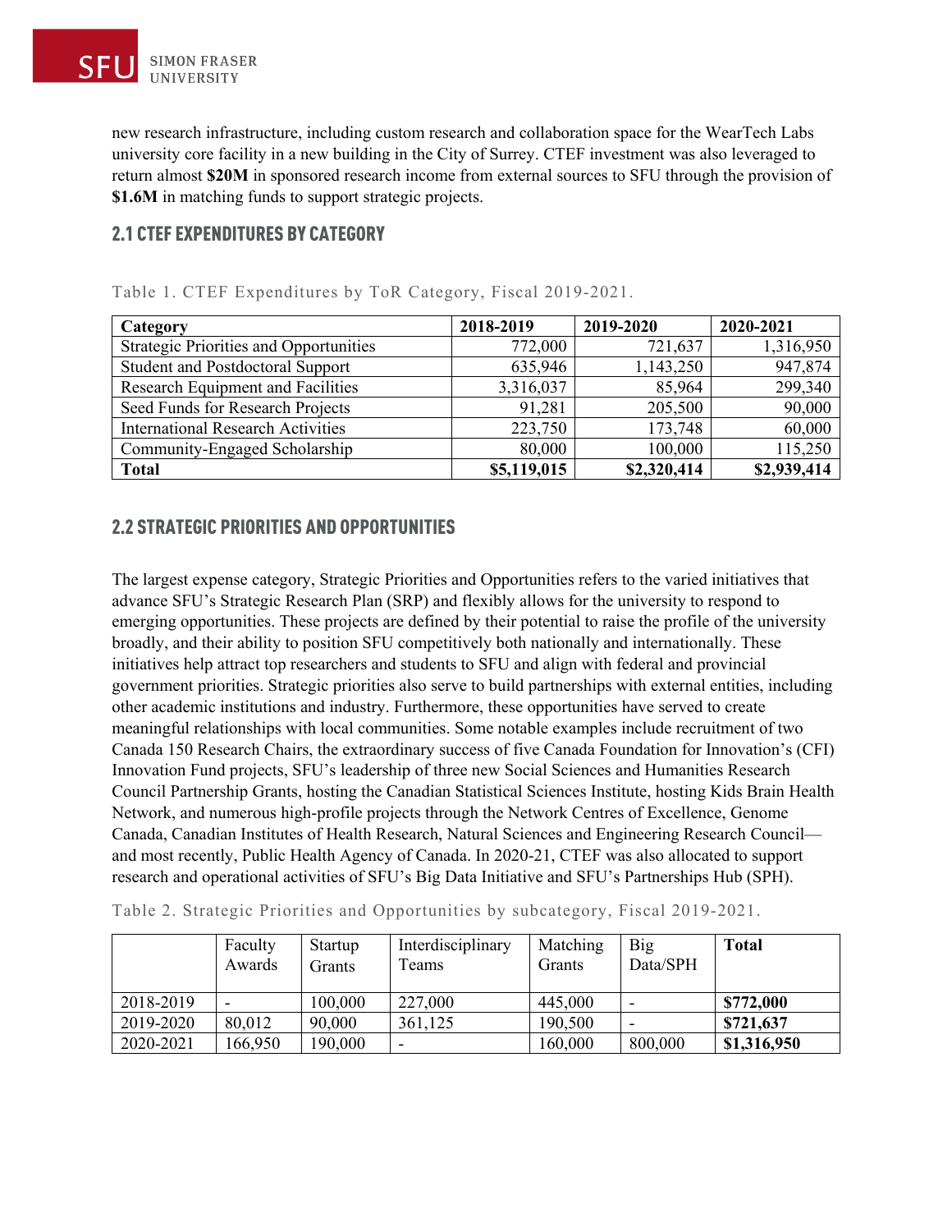new research infrastructure, including custom research and collaboration space for the WearTech Labs university core facility in a new building in the City of Surrey. CTEF investment was also leveraged to return almost **$20M** in sponsored research income from external sources to SFU through the provision of **$1.6M** in matching funds to support strategic projects.

## 2.1 CTEF EXPENDITURES BY CATEGORY

Table 1. CTEF Expenditures by ToR Category, Fiscal 2019-2021.

| Category | 2018-2019 | 2019-2020 | 2020-2021 |
|---|---|---|---|
| Strategic Priorities and Opportunities | 772,000 | 721,637 | 1,316,950 |
| Student and Postdoctoral Support | 635,946 | 1,143,250 | 947,874 |
| Research Equipment and Facilities | 3,316,037 | 85,964 | 299,340 |
| Seed Funds for Research Projects | 91,281 | 205,500 | 90,000 |
| International Research Activities | 223,750 | 173,748 | 60,000 |
| Community-Engaged Scholarship | 80,000 | 100,000 | 115,250 |
| **Total** | **$5,119,015** | **$2,320,414** | **$2,939,414** |

## 2.2 STRATEGIC PRIORITIES AND OPPORTUNITIES

The largest expense category, Strategic Priorities and Opportunities refers to the varied initiatives that advance SFU's Strategic Research Plan (SRP) and flexibly allows for the university to respond to emerging opportunities. These projects are defined by their potential to raise the profile of the university broadly, and their ability to position SFU competitively both nationally and internationally. These initiatives help attract top researchers and students to SFU and align with federal and provincial government priorities. Strategic priorities also serve to build partnerships with external entities, including other academic institutions and industry. Furthermore, these opportunities have served to create meaningful relationships with local communities. Some notable examples include recruitment of two Canada 150 Research Chairs, the extraordinary success of five Canada Foundation for Innovation's (CFI) Innovation Fund projects, SFU's leadership of three new Social Sciences and Humanities Research Council Partnership Grants, hosting the Canadian Statistical Sciences Institute, hosting Kids Brain Health Network, and numerous high-profile projects through the Network Centres of Excellence, Genome Canada, Canadian Institutes of Health Research, Natural Sciences and Engineering Research Council—and most recently, Public Health Agency of Canada. In 2020-21, CTEF was also allocated to support research and operational activities of SFU's Big Data Initiative and SFU's Partnerships Hub (SPH).

Table 2. Strategic Priorities and Opportunities by subcategory, Fiscal 2019-2021.

| | Faculty Awards | Startup Grants | Interdisciplinary Teams | Matching Grants | Big Data/SPH | **Total** |
|---|---|---|---|---|---|---|
| 2018-2019 | - | 100,000 | 227,000 | 445,000 | - | **$772,000** |
| 2019-2020 | 80,012 | 90,000 | 361,125 | 190,500 | - | **$721,637** |
| 2020-2021 | 166,950 | 190,000 | - | 160,000 | 800,000 | **$1,316,950** |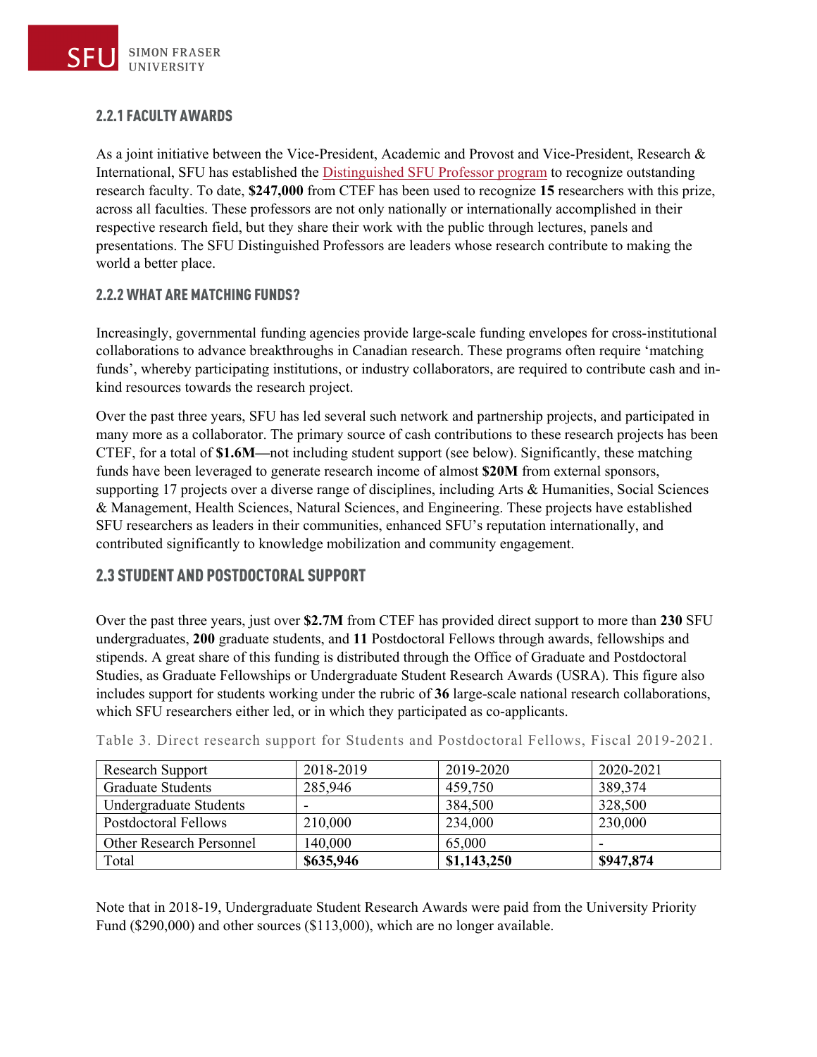### 2.2.1 FACULTY AWARDS

As a joint initiative between the Vice-President, Academic and Provost and Vice-President, Research & International, SFU has established the Distinguished SFU Professor program to recognize outstanding research faculty. To date, **$247,000** from CTEF has been used to recognize **15** researchers with this prize, across all faculties. These professors are not only nationally or internationally accomplished in their respective research field, but they share their work with the public through lectures, panels and presentations. The SFU Distinguished Professors are leaders whose research contribute to making the world a better place.

### 2.2.2 WHAT ARE MATCHING FUNDS?

Increasingly, governmental funding agencies provide large-scale funding envelopes for cross-institutional collaborations to advance breakthroughs in Canadian research. These programs often require 'matching funds', whereby participating institutions, or industry collaborators, are required to contribute cash and in-kind resources towards the research project.

Over the past three years, SFU has led several such network and partnership projects, and participated in many more as a collaborator. The primary source of cash contributions to these research projects has been CTEF, for a total of **$1.6M—**not including student support (see below). Significantly, these matching funds have been leveraged to generate research income of almost **$20M** from external sponsors, supporting 17 projects over a diverse range of disciplines, including Arts & Humanities, Social Sciences & Management, Health Sciences, Natural Sciences, and Engineering. These projects have established SFU researchers as leaders in their communities, enhanced SFU's reputation internationally, and contributed significantly to knowledge mobilization and community engagement.

## 2.3 STUDENT AND POSTDOCTORAL SUPPORT

Over the past three years, just over **$2.7M** from CTEF has provided direct support to more than **230** SFU undergraduates, **200** graduate students, and **11** Postdoctoral Fellows through awards, fellowships and stipends. A great share of this funding is distributed through the Office of Graduate and Postdoctoral Studies, as Graduate Fellowships or Undergraduate Student Research Awards (USRA). This figure also includes support for students working under the rubric of **36** large-scale national research collaborations, which SFU researchers either led, or in which they participated as co-applicants.

Table 3. Direct research support for Students and Postdoctoral Fellows, Fiscal 2019-2021.

| Research Support | 2018-2019 | 2019-2020 | 2020-2021 |
|---|---|---|---|
| Graduate Students | 285,946 | 459,750 | 389,374 |
| Undergraduate Students | - | 384,500 | 328,500 |
| Postdoctoral Fellows | 210,000 | 234,000 | 230,000 |
| Other Research Personnel | 140,000 | 65,000 | - |
| Total | **$635,946** | **$1,143,250** | **$947,874** |

Note that in 2018-19, Undergraduate Student Research Awards were paid from the University Priority Fund ($290,000) and other sources ($113,000), which are no longer available.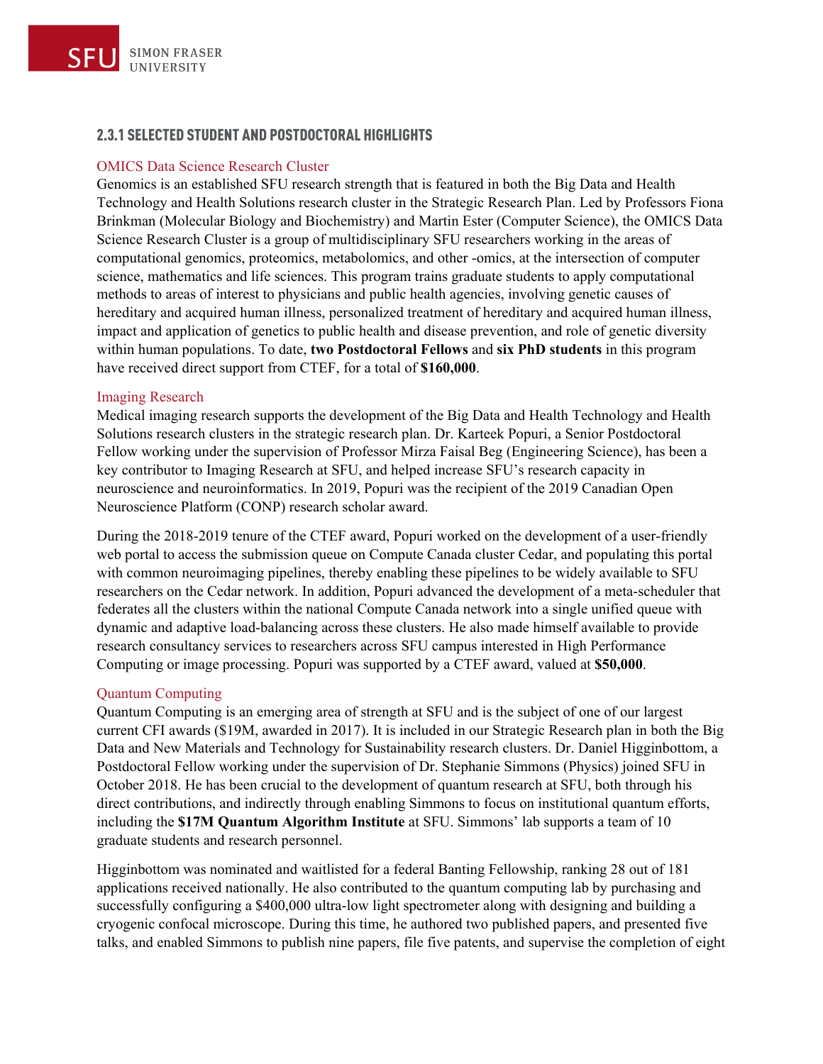### 2.3.1 SELECTED STUDENT AND POSTDOCTORAL HIGHLIGHTS

#### OMICS Data Science Research Cluster

Genomics is an established SFU research strength that is featured in both the Big Data and Health Technology and Health Solutions research cluster in the Strategic Research Plan. Led by Professors Fiona Brinkman (Molecular Biology and Biochemistry) and Martin Ester (Computer Science), the OMICS Data Science Research Cluster is a group of multidisciplinary SFU researchers working in the areas of computational genomics, proteomics, metabolomics, and other -omics, at the intersection of computer science, mathematics and life sciences. This program trains graduate students to apply computational methods to areas of interest to physicians and public health agencies, involving genetic causes of hereditary and acquired human illness, personalized treatment of hereditary and acquired human illness, impact and application of genetics to public health and disease prevention, and role of genetic diversity within human populations. To date, **two Postdoctoral Fellows** and **six PhD students** in this program have received direct support from CTEF, for a total of **$160,000**.

#### Imaging Research

Medical imaging research supports the development of the Big Data and Health Technology and Health Solutions research clusters in the strategic research plan. Dr. Karteek Popuri, a Senior Postdoctoral Fellow working under the supervision of Professor Mirza Faisal Beg (Engineering Science), has been a key contributor to Imaging Research at SFU, and helped increase SFU's research capacity in neuroscience and neuroinformatics. In 2019, Popuri was the recipient of the 2019 Canadian Open Neuroscience Platform (CONP) research scholar award.

During the 2018-2019 tenure of the CTEF award, Popuri worked on the development of a user-friendly web portal to access the submission queue on Compute Canada cluster Cedar, and populating this portal with common neuroimaging pipelines, thereby enabling these pipelines to be widely available to SFU researchers on the Cedar network. In addition, Popuri advanced the development of a meta-scheduler that federates all the clusters within the national Compute Canada network into a single unified queue with dynamic and adaptive load-balancing across these clusters. He also made himself available to provide research consultancy services to researchers across SFU campus interested in High Performance Computing or image processing. Popuri was supported by a CTEF award, valued at **$50,000**.

#### Quantum Computing

Quantum Computing is an emerging area of strength at SFU and is the subject of one of our largest current CFI awards ($19M, awarded in 2017). It is included in our Strategic Research plan in both the Big Data and New Materials and Technology for Sustainability research clusters. Dr. Daniel Higginbottom, a Postdoctoral Fellow working under the supervision of Dr. Stephanie Simmons (Physics) joined SFU in October 2018. He has been crucial to the development of quantum research at SFU, both through his direct contributions, and indirectly through enabling Simmons to focus on institutional quantum efforts, including the **$17M Quantum Algorithm Institute** at SFU. Simmons' lab supports a team of 10 graduate students and research personnel.

Higginbottom was nominated and waitlisted for a federal Banting Fellowship, ranking 28 out of 181 applications received nationally. He also contributed to the quantum computing lab by purchasing and successfully configuring a $400,000 ultra-low light spectrometer along with designing and building a cryogenic confocal microscope. During this time, he authored two published papers, and presented five talks, and enabled Simmons to publish nine papers, file five patents, and supervise the completion of eight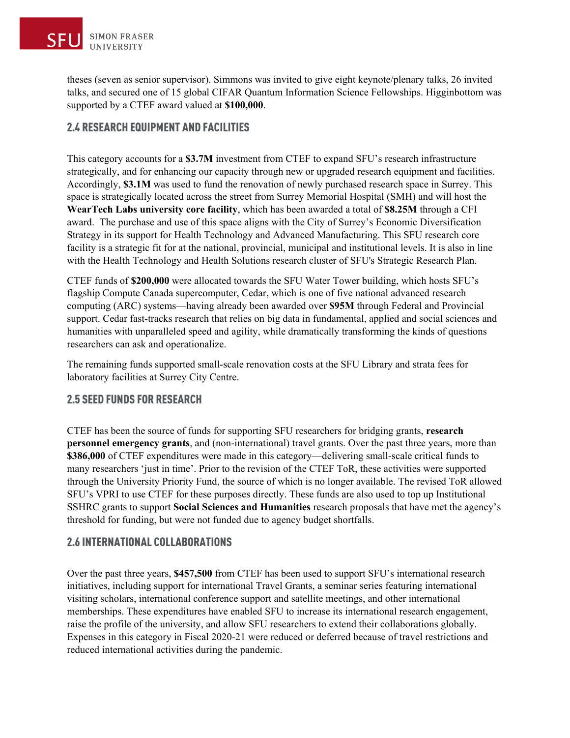theses (seven as senior supervisor). Simmons was invited to give eight keynote/plenary talks, 26 invited talks, and secured one of 15 global CIFAR Quantum Information Science Fellowships. Higginbottom was supported by a CTEF award valued at **$100,000**.

## 2.4 RESEARCH EQUIPMENT AND FACILITIES

This category accounts for a **$3.7M** investment from CTEF to expand SFU's research infrastructure strategically, and for enhancing our capacity through new or upgraded research equipment and facilities. Accordingly, **$3.1M** was used to fund the renovation of newly purchased research space in Surrey. This space is strategically located across the street from Surrey Memorial Hospital (SMH) and will host the **WearTech Labs university core facility**, which has been awarded a total of **$8.25M** through a CFI award. The purchase and use of this space aligns with the City of Surrey's Economic Diversification Strategy in its support for Health Technology and Advanced Manufacturing. This SFU research core facility is a strategic fit for at the national, provincial, municipal and institutional levels. It is also in line with the Health Technology and Health Solutions research cluster of SFU's Strategic Research Plan.

CTEF funds of **$200,000** were allocated towards the SFU Water Tower building, which hosts SFU's flagship Compute Canada supercomputer, Cedar, which is one of five national advanced research computing (ARC) systems—having already been awarded over **$95M** through Federal and Provincial support. Cedar fast-tracks research that relies on big data in fundamental, applied and social sciences and humanities with unparalleled speed and agility, while dramatically transforming the kinds of questions researchers can ask and operationalize.

The remaining funds supported small-scale renovation costs at the SFU Library and strata fees for laboratory facilities at Surrey City Centre.

## 2.5 SEED FUNDS FOR RESEARCH

CTEF has been the source of funds for supporting SFU researchers for bridging grants, **research personnel emergency grants**, and (non-international) travel grants. Over the past three years, more than **$386,000** of CTEF expenditures were made in this category—delivering small-scale critical funds to many researchers 'just in time'. Prior to the revision of the CTEF ToR, these activities were supported through the University Priority Fund, the source of which is no longer available. The revised ToR allowed SFU's VPRI to use CTEF for these purposes directly. These funds are also used to top up Institutional SSHRC grants to support **Social Sciences and Humanities** research proposals that have met the agency's threshold for funding, but were not funded due to agency budget shortfalls.

## 2.6 INTERNATIONAL COLLABORATIONS

Over the past three years, **$457,500** from CTEF has been used to support SFU's international research initiatives, including support for international Travel Grants, a seminar series featuring international visiting scholars, international conference support and satellite meetings, and other international memberships. These expenditures have enabled SFU to increase its international research engagement, raise the profile of the university, and allow SFU researchers to extend their collaborations globally. Expenses in this category in Fiscal 2020-21 were reduced or deferred because of travel restrictions and reduced international activities during the pandemic.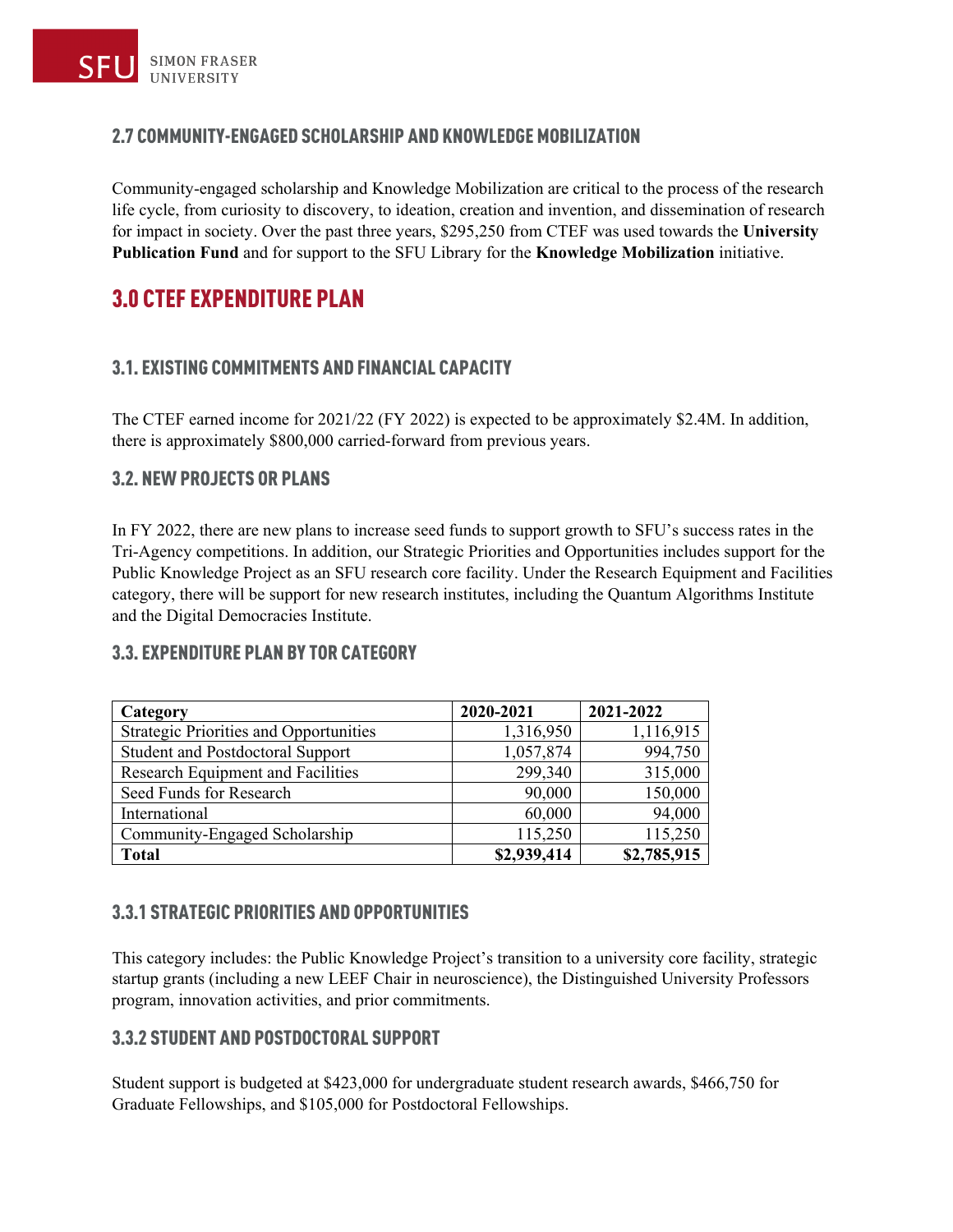### 2.7 COMMUNITY-ENGAGED SCHOLARSHIP AND KNOWLEDGE MOBILIZATION

Community-engaged scholarship and Knowledge Mobilization are critical to the process of the research life cycle, from curiosity to discovery, to ideation, creation and invention, and dissemination of research for impact in society. Over the past three years, $295,250 from CTEF was used towards the **University Publication Fund** and for support to the SFU Library for the **Knowledge Mobilization** initiative.

## 3.0 CTEF EXPENDITURE PLAN

### 3.1. EXISTING COMMITMENTS AND FINANCIAL CAPACITY

The CTEF earned income for 2021/22 (FY 2022) is expected to be approximately $2.4M. In addition, there is approximately $800,000 carried-forward from previous years.

### 3.2. NEW PROJECTS OR PLANS

In FY 2022, there are new plans to increase seed funds to support growth to SFU's success rates in the Tri-Agency competitions. In addition, our Strategic Priorities and Opportunities includes support for the Public Knowledge Project as an SFU research core facility. Under the Research Equipment and Facilities category, there will be support for new research institutes, including the Quantum Algorithms Institute and the Digital Democracies Institute.

### 3.3. EXPENDITURE PLAN BY TOR CATEGORY

| Category | 2020-2021 | 2021-2022 |
|---|---:|---:|
| Strategic Priorities and Opportunities | 1,316,950 | 1,116,915 |
| Student and Postdoctoral Support | 1,057,874 | 994,750 |
| Research Equipment and Facilities | 299,340 | 315,000 |
| Seed Funds for Research | 90,000 | 150,000 |
| International | 60,000 | 94,000 |
| Community-Engaged Scholarship | 115,250 | 115,250 |
| **Total** | **$2,939,414** | **$2,785,915** |

### 3.3.1 STRATEGIC PRIORITIES AND OPPORTUNITIES

This category includes: the Public Knowledge Project's transition to a university core facility, strategic startup grants (including a new LEEF Chair in neuroscience), the Distinguished University Professors program, innovation activities, and prior commitments.

### 3.3.2 STUDENT AND POSTDOCTORAL SUPPORT

Student support is budgeted at $423,000 for undergraduate student research awards, $466,750 for Graduate Fellowships, and $105,000 for Postdoctoral Fellowships.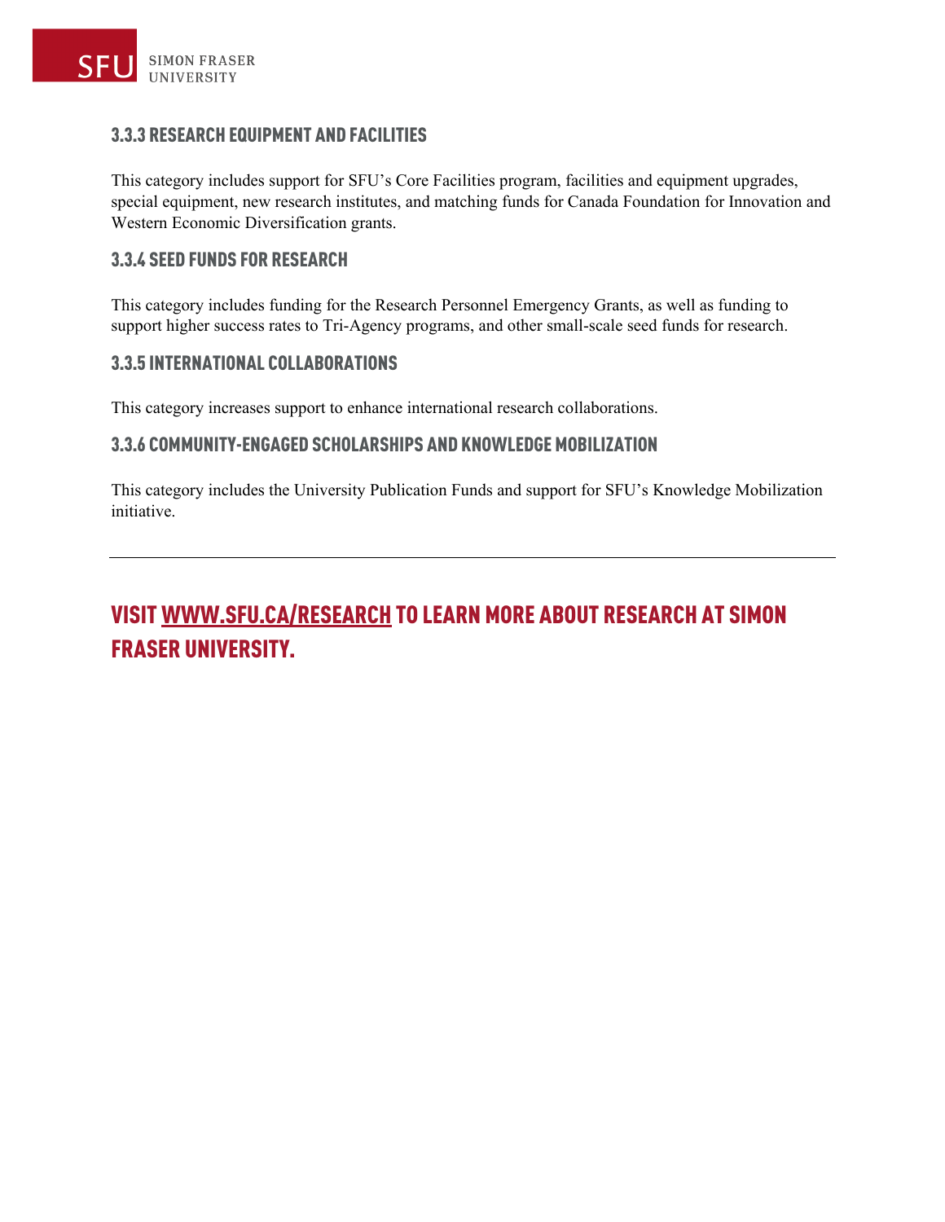### 3.3.3 RESEARCH EQUIPMENT AND FACILITIES

This category includes support for SFU's Core Facilities program, facilities and equipment upgrades, special equipment, new research institutes, and matching funds for Canada Foundation for Innovation and Western Economic Diversification grants.

### 3.3.4 SEED FUNDS FOR RESEARCH

This category includes funding for the Research Personnel Emergency Grants, as well as funding to support higher success rates to Tri-Agency programs, and other small-scale seed funds for research.

### 3.3.5 INTERNATIONAL COLLABORATIONS

This category increases support to enhance international research collaborations.

### 3.3.6 COMMUNITY-ENGAGED SCHOLARSHIPS AND KNOWLEDGE MOBILIZATION

This category includes the University Publication Funds and support for SFU's Knowledge Mobilization initiative.

---

## VISIT WWW.SFU.CA/RESEARCH TO LEARN MORE ABOUT RESEARCH AT SIMON FRASER UNIVERSITY.